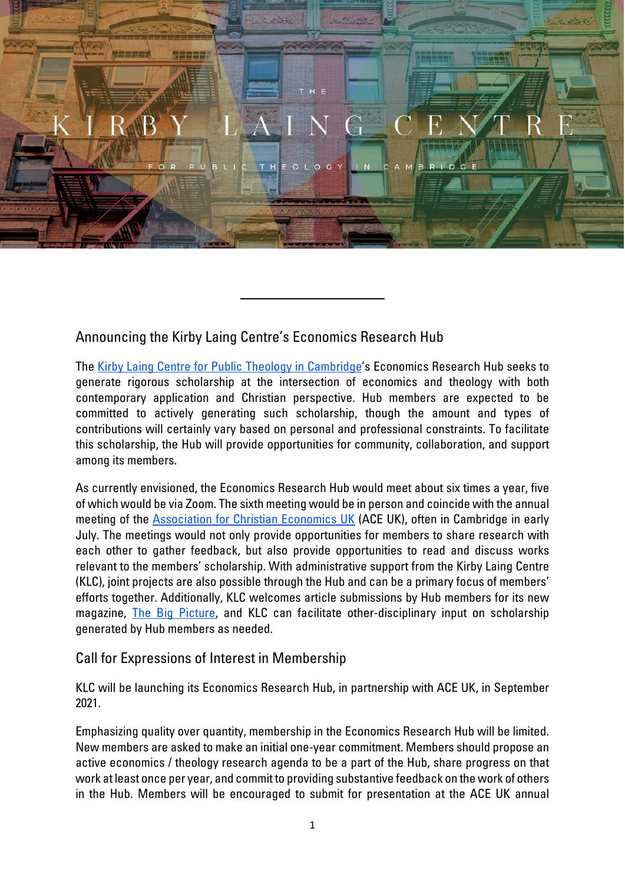# THE KIRBY LAING CENTRE FOR PUBLIC THEOLOGY IN CAMBRIDGE

## Announcing the Kirby Laing Centre's Economics Research Hub

The Kirby Laing Centre for Public Theology in Cambridge's Economics Research Hub seeks to generate rigorous scholarship at the intersection of economics and theology with both contemporary application and Christian perspective. Hub members are expected to be committed to actively generating such scholarship, though the amount and types of contributions will certainly vary based on personal and professional constraints. To facilitate this scholarship, the Hub will provide opportunities for community, collaboration, and support among its members.

As currently envisioned, the Economics Research Hub would meet about six times a year, five of which would be via Zoom. The sixth meeting would be in person and coincide with the annual meeting of the Association for Christian Economics UK (ACE UK), often in Cambridge in early July. The meetings would not only provide opportunities for members to share research with each other to gather feedback, but also provide opportunities to read and discuss works relevant to the members' scholarship. With administrative support from the Kirby Laing Centre (KLC), joint projects are also possible through the Hub and can be a primary focus of members' efforts together. Additionally, KLC welcomes article submissions by Hub members for its new magazine, The Big Picture, and KLC can facilitate other-disciplinary input on scholarship generated by Hub members as needed.

## Call for Expressions of Interest in Membership

KLC will be launching its Economics Research Hub, in partnership with ACE UK, in September 2021.

Emphasizing quality over quantity, membership in the Economics Research Hub will be limited. New members are asked to make an initial one-year commitment. Members should propose an active economics / theology research agenda to be a part of the Hub, share progress on that work at least once per year, and commit to providing substantive feedback on the work of others in the Hub. Members will be encouraged to submit for presentation at the ACE UK annual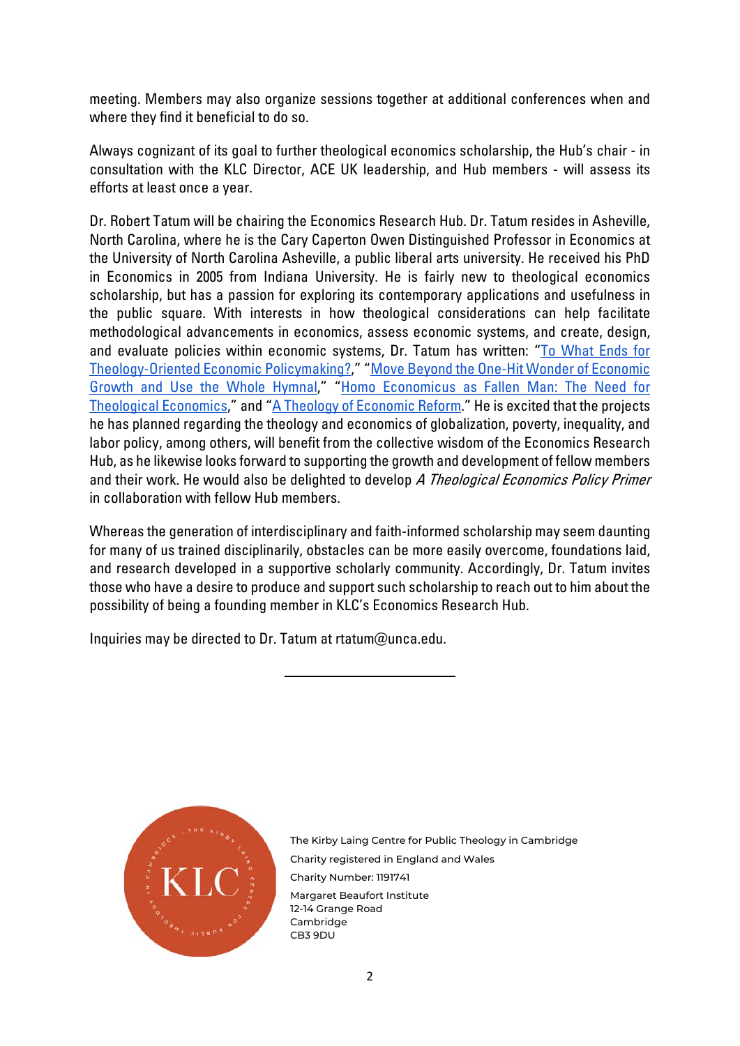meeting. Members may also organize sessions together at additional conferences when and where they find it beneficial to do so.

Always cognizant of its goal to further theological economics scholarship, the Hub's chair - in consultation with the KLC Director, ACE UK leadership, and Hub members - will assess its efforts at least once a year.

Dr. Robert Tatum will be chairing the Economics Research Hub. Dr. Tatum resides in Asheville, North Carolina, where he is the Cary Caperton Owen Distinguished Professor in Economics at the University of North Carolina Asheville, a public liberal arts university. He received his PhD in Economics in 2005 from Indiana University. He is fairly new to theological economics scholarship, but has a passion for exploring its contemporary applications and usefulness in the public square. With interests in how theological considerations can help facilitate methodological advancements in economics, assess economic systems, and create, design, and evaluate policies within economic systems, Dr. Tatum has written: "To What Ends for Theology-Oriented Economic Policymaking?," "Move Beyond the One-Hit Wonder of Economic Growth and Use the Whole Hymnal," "Homo Economicus as Fallen Man: The Need for Theological Economics," and "A Theology of Economic Reform." He is excited that the projects he has planned regarding the theology and economics of globalization, poverty, inequality, and labor policy, among others, will benefit from the collective wisdom of the Economics Research Hub, as he likewise looks forward to supporting the growth and development of fellow members and their work. He would also be delighted to develop *A Theological Economics Policy Primer* in collaboration with fellow Hub members.

Whereas the generation of interdisciplinary and faith-informed scholarship may seem daunting for many of us trained disciplinarily, obstacles can be more easily overcome, foundations laid, and research developed in a supportive scholarly community. Accordingly, Dr. Tatum invites those who have a desire to produce and support such scholarship to reach out to him about the possibility of being a founding member in KLC's Economics Research Hub.

Inquiries may be directed to Dr. Tatum at rtatum@unca.edu.

---

The Kirby Laing Centre for Public Theology in Cambridge
Charity registered in England and Wales
Charity Number: 1191741
Margaret Beaufort Institute
12-14 Grange Road
Cambridge
CB3 9DU